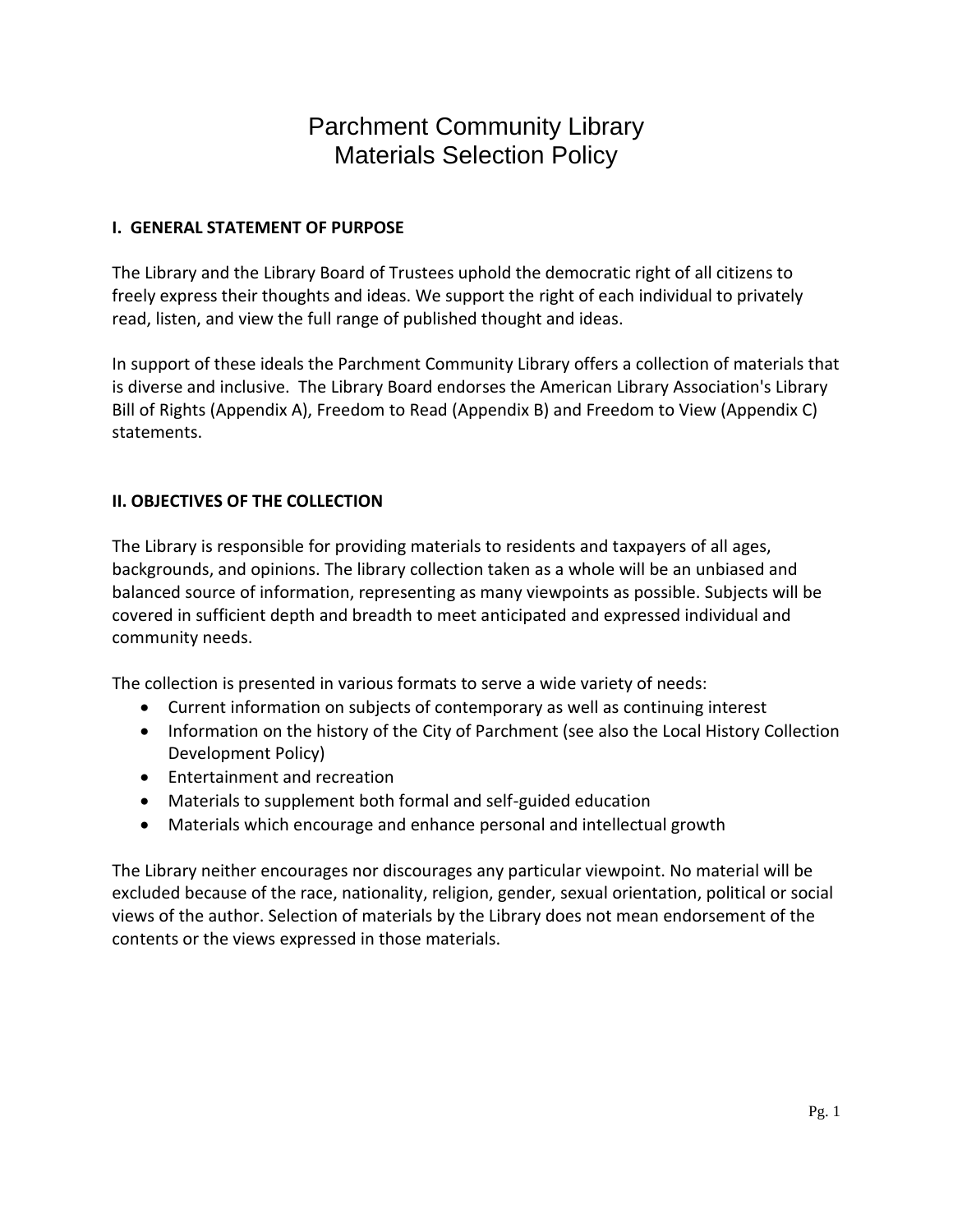# Parchment Community Library
# Materials Selection Policy

## I. GENERAL STATEMENT OF PURPOSE

The Library and the Library Board of Trustees uphold the democratic right of all citizens to freely express their thoughts and ideas. We support the right of each individual to privately read, listen, and view the full range of published thought and ideas.

In support of these ideals the Parchment Community Library offers a collection of materials that is diverse and inclusive. The Library Board endorses the American Library Association's Library Bill of Rights (Appendix A), Freedom to Read (Appendix B) and Freedom to View (Appendix C) statements.

## II. OBJECTIVES OF THE COLLECTION

The Library is responsible for providing materials to residents and taxpayers of all ages, backgrounds, and opinions. The library collection taken as a whole will be an unbiased and balanced source of information, representing as many viewpoints as possible. Subjects will be covered in sufficient depth and breadth to meet anticipated and expressed individual and community needs.

The collection is presented in various formats to serve a wide variety of needs:

- Current information on subjects of contemporary as well as continuing interest
- Information on the history of the City of Parchment (see also the Local History Collection Development Policy)
- Entertainment and recreation
- Materials to supplement both formal and self-guided education
- Materials which encourage and enhance personal and intellectual growth

The Library neither encourages nor discourages any particular viewpoint. No material will be excluded because of the race, nationality, religion, gender, sexual orientation, political or social views of the author. Selection of materials by the Library does not mean endorsement of the contents or the views expressed in those materials.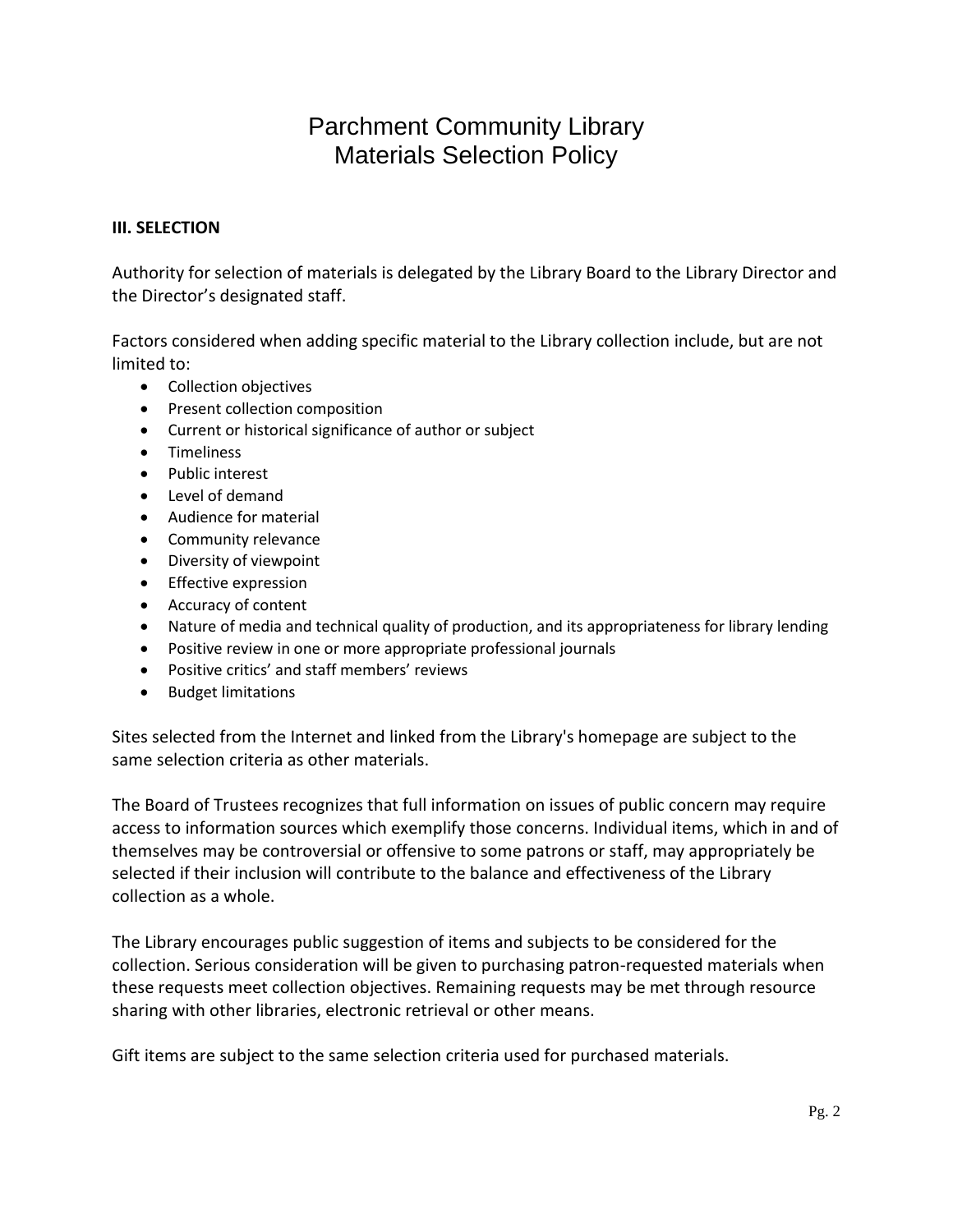# Parchment Community Library
# Materials Selection Policy

**III. SELECTION**

Authority for selection of materials is delegated by the Library Board to the Library Director and the Director's designated staff.

Factors considered when adding specific material to the Library collection include, but are not limited to:

- Collection objectives
- Present collection composition
- Current or historical significance of author or subject
- Timeliness
- Public interest
- Level of demand
- Audience for material
- Community relevance
- Diversity of viewpoint
- Effective expression
- Accuracy of content
- Nature of media and technical quality of production, and its appropriateness for library lending
- Positive review in one or more appropriate professional journals
- Positive critics' and staff members' reviews
- Budget limitations

Sites selected from the Internet and linked from the Library's homepage are subject to the same selection criteria as other materials.

The Board of Trustees recognizes that full information on issues of public concern may require access to information sources which exemplify those concerns. Individual items, which in and of themselves may be controversial or offensive to some patrons or staff, may appropriately be selected if their inclusion will contribute to the balance and effectiveness of the Library collection as a whole.

The Library encourages public suggestion of items and subjects to be considered for the collection. Serious consideration will be given to purchasing patron-requested materials when these requests meet collection objectives. Remaining requests may be met through resource sharing with other libraries, electronic retrieval or other means.

Gift items are subject to the same selection criteria used for purchased materials.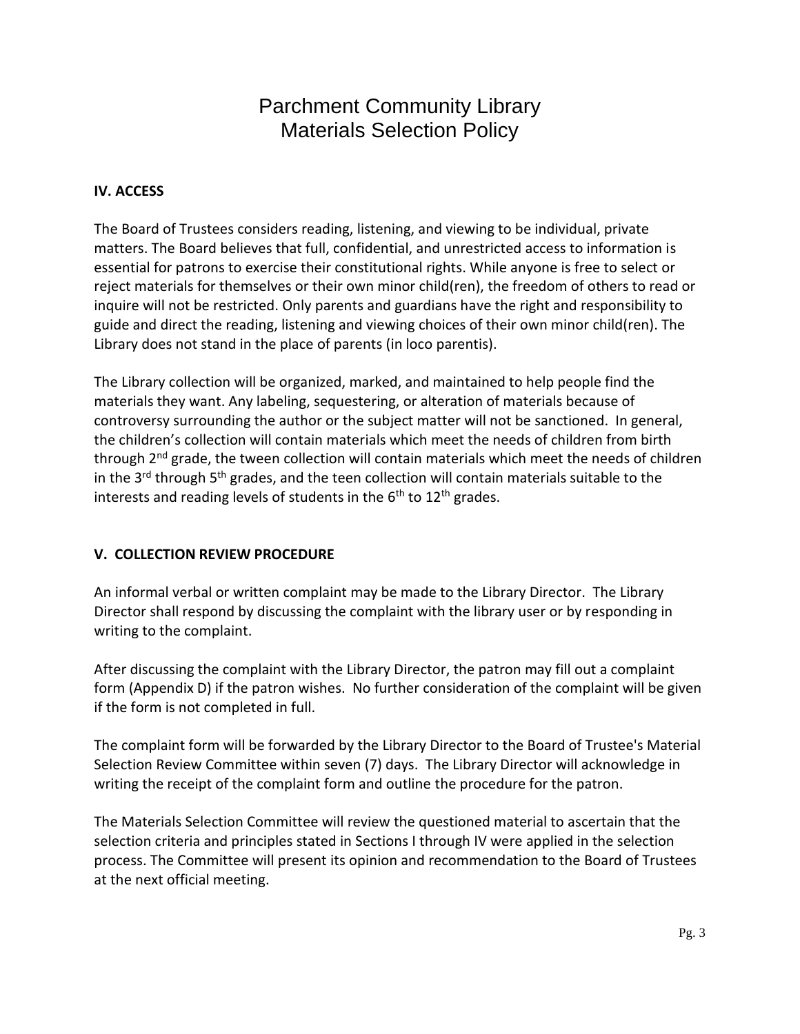# Parchment Community Library
# Materials Selection Policy

## IV. ACCESS

The Board of Trustees considers reading, listening, and viewing to be individual, private matters. The Board believes that full, confidential, and unrestricted access to information is essential for patrons to exercise their constitutional rights. While anyone is free to select or reject materials for themselves or their own minor child(ren), the freedom of others to read or inquire will not be restricted. Only parents and guardians have the right and responsibility to guide and direct the reading, listening and viewing choices of their own minor child(ren). The Library does not stand in the place of parents (in loco parentis).

The Library collection will be organized, marked, and maintained to help people find the materials they want. Any labeling, sequestering, or alteration of materials because of controversy surrounding the author or the subject matter will not be sanctioned. In general, the children's collection will contain materials which meet the needs of children from birth through 2nd grade, the tween collection will contain materials which meet the needs of children in the 3rd through 5th grades, and the teen collection will contain materials suitable to the interests and reading levels of students in the 6th to 12th grades.

## V. COLLECTION REVIEW PROCEDURE

An informal verbal or written complaint may be made to the Library Director. The Library Director shall respond by discussing the complaint with the library user or by responding in writing to the complaint.

After discussing the complaint with the Library Director, the patron may fill out a complaint form (Appendix D) if the patron wishes. No further consideration of the complaint will be given if the form is not completed in full.

The complaint form will be forwarded by the Library Director to the Board of Trustee's Material Selection Review Committee within seven (7) days. The Library Director will acknowledge in writing the receipt of the complaint form and outline the procedure for the patron.

The Materials Selection Committee will review the questioned material to ascertain that the selection criteria and principles stated in Sections I through IV were applied in the selection process. The Committee will present its opinion and recommendation to the Board of Trustees at the next official meeting.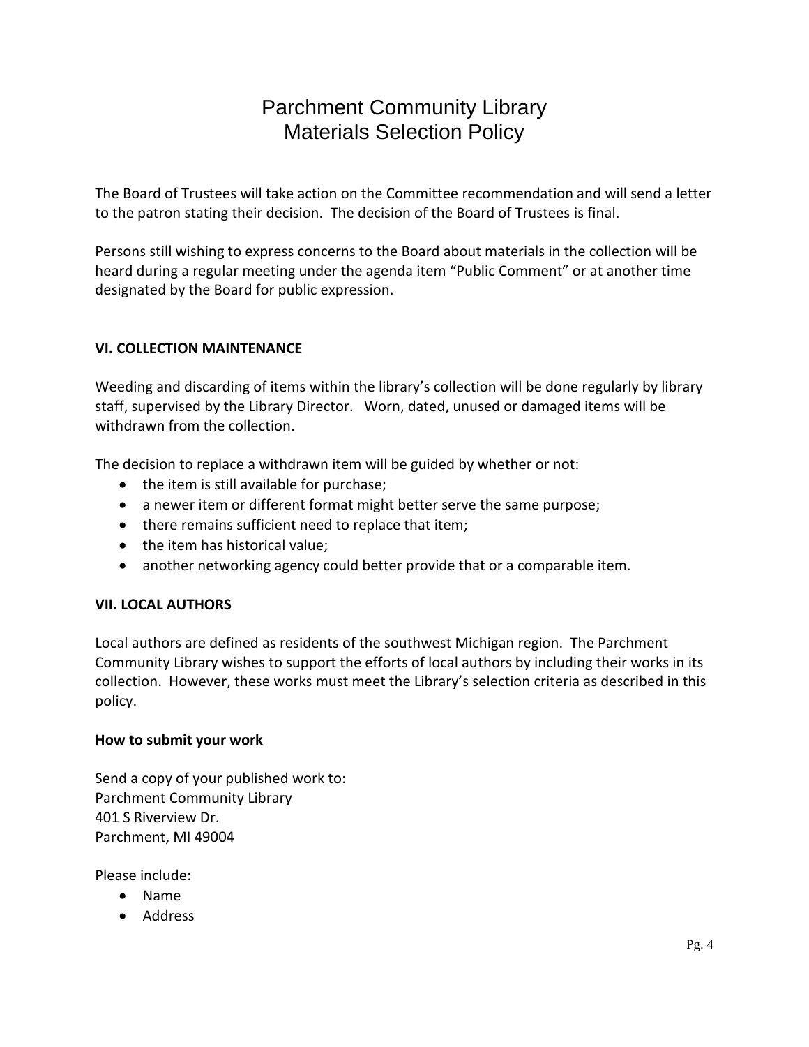# Parchment Community Library
# Materials Selection Policy

The Board of Trustees will take action on the Committee recommendation and will send a letter to the patron stating their decision. The decision of the Board of Trustees is final.

Persons still wishing to express concerns to the Board about materials in the collection will be heard during a regular meeting under the agenda item "Public Comment" or at another time designated by the Board for public expression.

## VI. COLLECTION MAINTENANCE

Weeding and discarding of items within the library's collection will be done regularly by library staff, supervised by the Library Director. Worn, dated, unused or damaged items will be withdrawn from the collection.

The decision to replace a withdrawn item will be guided by whether or not:

- the item is still available for purchase;
- a newer item or different format might better serve the same purpose;
- there remains sufficient need to replace that item;
- the item has historical value;
- another networking agency could better provide that or a comparable item.

## VII. LOCAL AUTHORS

Local authors are defined as residents of the southwest Michigan region. The Parchment Community Library wishes to support the efforts of local authors by including their works in its collection. However, these works must meet the Library's selection criteria as described in this policy.

### How to submit your work

Send a copy of your published work to:
Parchment Community Library
401 S Riverview Dr.
Parchment, MI 49004

Please include:

- Name
- Address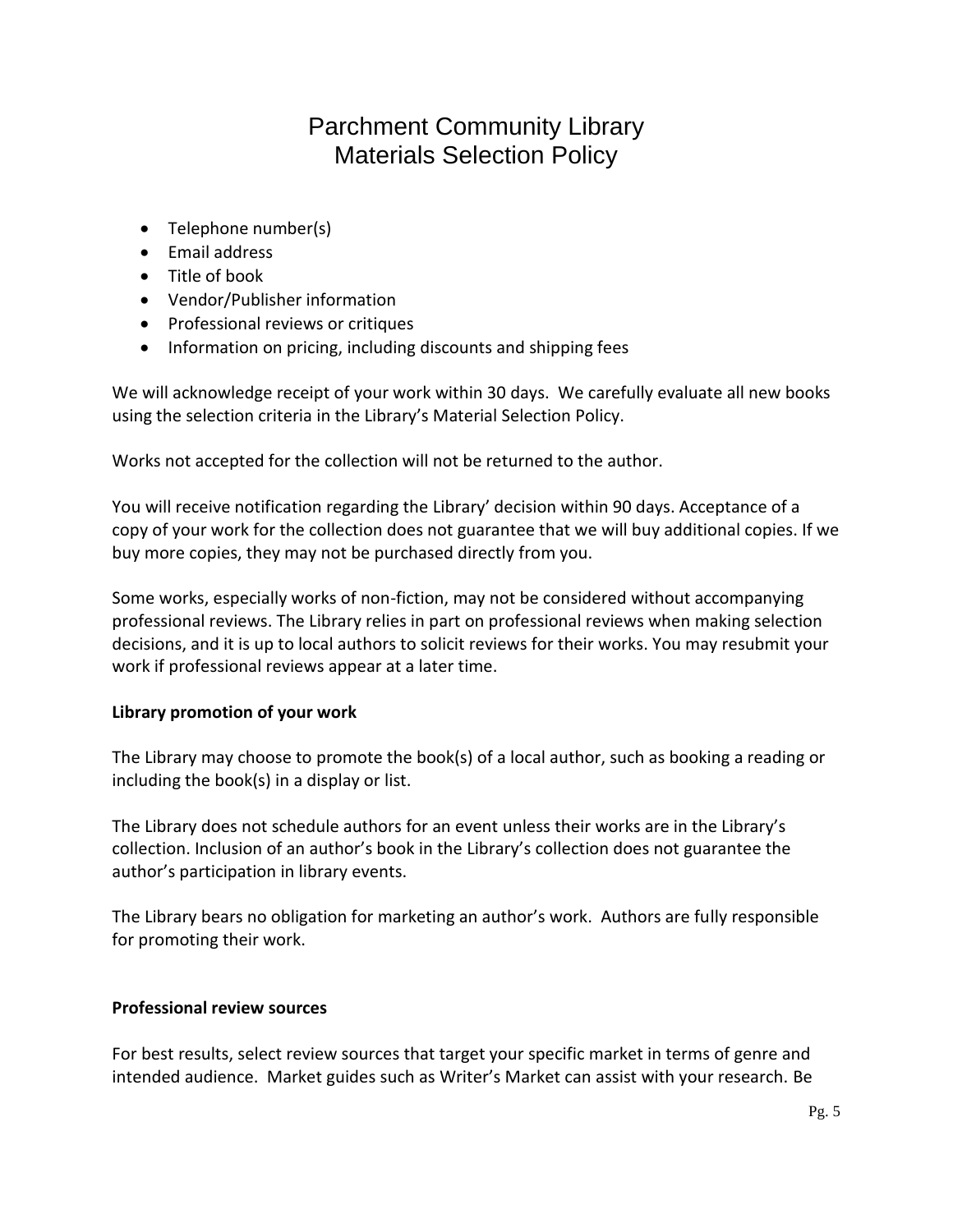- Telephone number(s)
- Email address
- Title of book
- Vendor/Publisher information
- Professional reviews or critiques
- Information on pricing, including discounts and shipping fees

We will acknowledge receipt of your work within 30 days. We carefully evaluate all new books using the selection criteria in the Library's Material Selection Policy.

Works not accepted for the collection will not be returned to the author.

You will receive notification regarding the Library' decision within 90 days. Acceptance of a copy of your work for the collection does not guarantee that we will buy additional copies. If we buy more copies, they may not be purchased directly from you.

Some works, especially works of non-fiction, may not be considered without accompanying professional reviews. The Library relies in part on professional reviews when making selection decisions, and it is up to local authors to solicit reviews for their works. You may resubmit your work if professional reviews appear at a later time.

**Library promotion of your work**

The Library may choose to promote the book(s) of a local author, such as booking a reading or including the book(s) in a display or list.

The Library does not schedule authors for an event unless their works are in the Library's collection. Inclusion of an author's book in the Library's collection does not guarantee the author's participation in library events.

The Library bears no obligation for marketing an author's work. Authors are fully responsible for promoting their work.

**Professional review sources**

For best results, select review sources that target your specific market in terms of genre and intended audience. Market guides such as Writer's Market can assist with your research. Be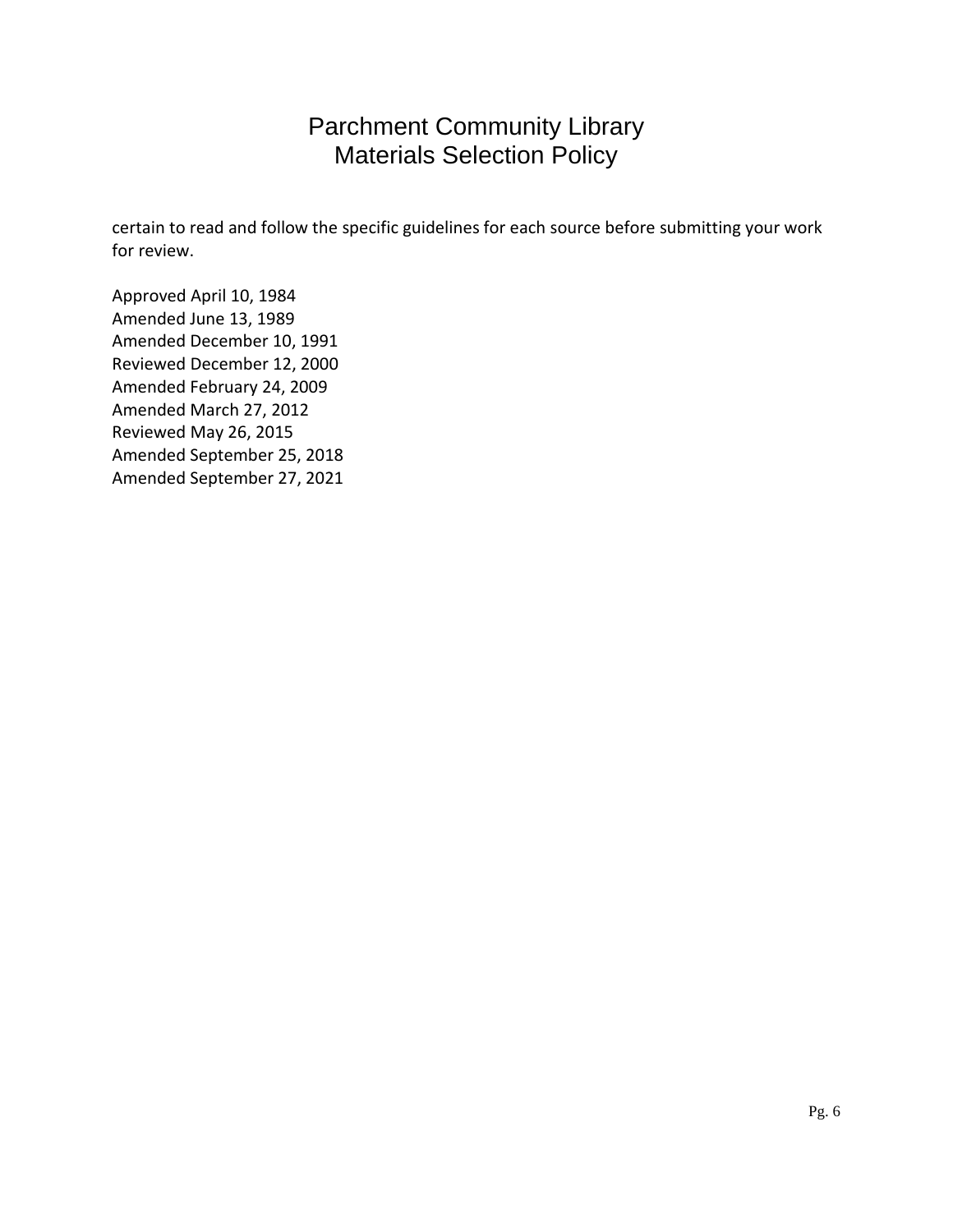certain to read and follow the specific guidelines for each source before submitting your work for review.

Approved April 10, 1984  
Amended June 13, 1989  
Amended December 10, 1991  
Reviewed December 12, 2000  
Amended February 24, 2009  
Amended March 27, 2012  
Reviewed May 26, 2015  
Amended September 25, 2018  
Amended September 27, 2021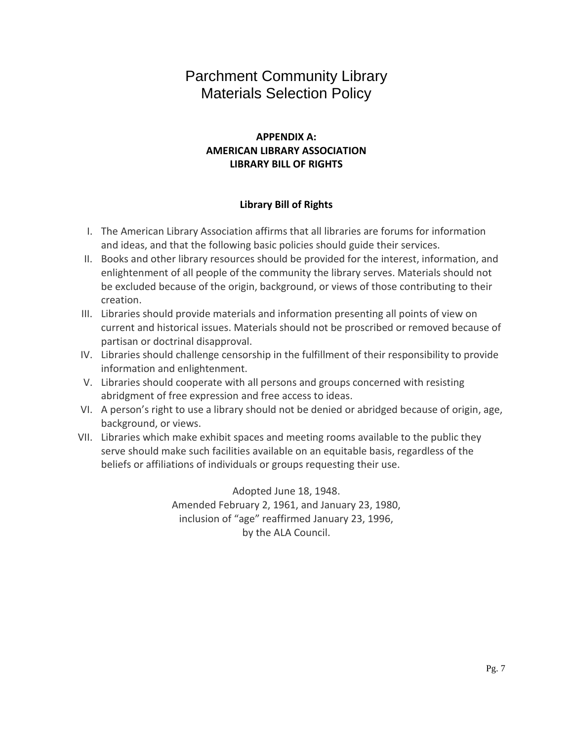# Parchment Community Library
# Materials Selection Policy

### APPENDIX A:
### AMERICAN LIBRARY ASSOCIATION
### LIBRARY BILL OF RIGHTS

### Library Bill of Rights

I. The American Library Association affirms that all libraries are forums for information and ideas, and that the following basic policies should guide their services.

II. Books and other library resources should be provided for the interest, information, and enlightenment of all people of the community the library serves. Materials should not be excluded because of the origin, background, or views of those contributing to their creation.

III. Libraries should provide materials and information presenting all points of view on current and historical issues. Materials should not be proscribed or removed because of partisan or doctrinal disapproval.

IV. Libraries should challenge censorship in the fulfillment of their responsibility to provide information and enlightenment.

V. Libraries should cooperate with all persons and groups concerned with resisting abridgment of free expression and free access to ideas.

VI. A person's right to use a library should not be denied or abridged because of origin, age, background, or views.

VII. Libraries which make exhibit spaces and meeting rooms available to the public they serve should make such facilities available on an equitable basis, regardless of the beliefs or affiliations of individuals or groups requesting their use.

Adopted June 18, 1948.
Amended February 2, 1961, and January 23, 1980,
inclusion of "age" reaffirmed January 23, 1996,
by the ALA Council.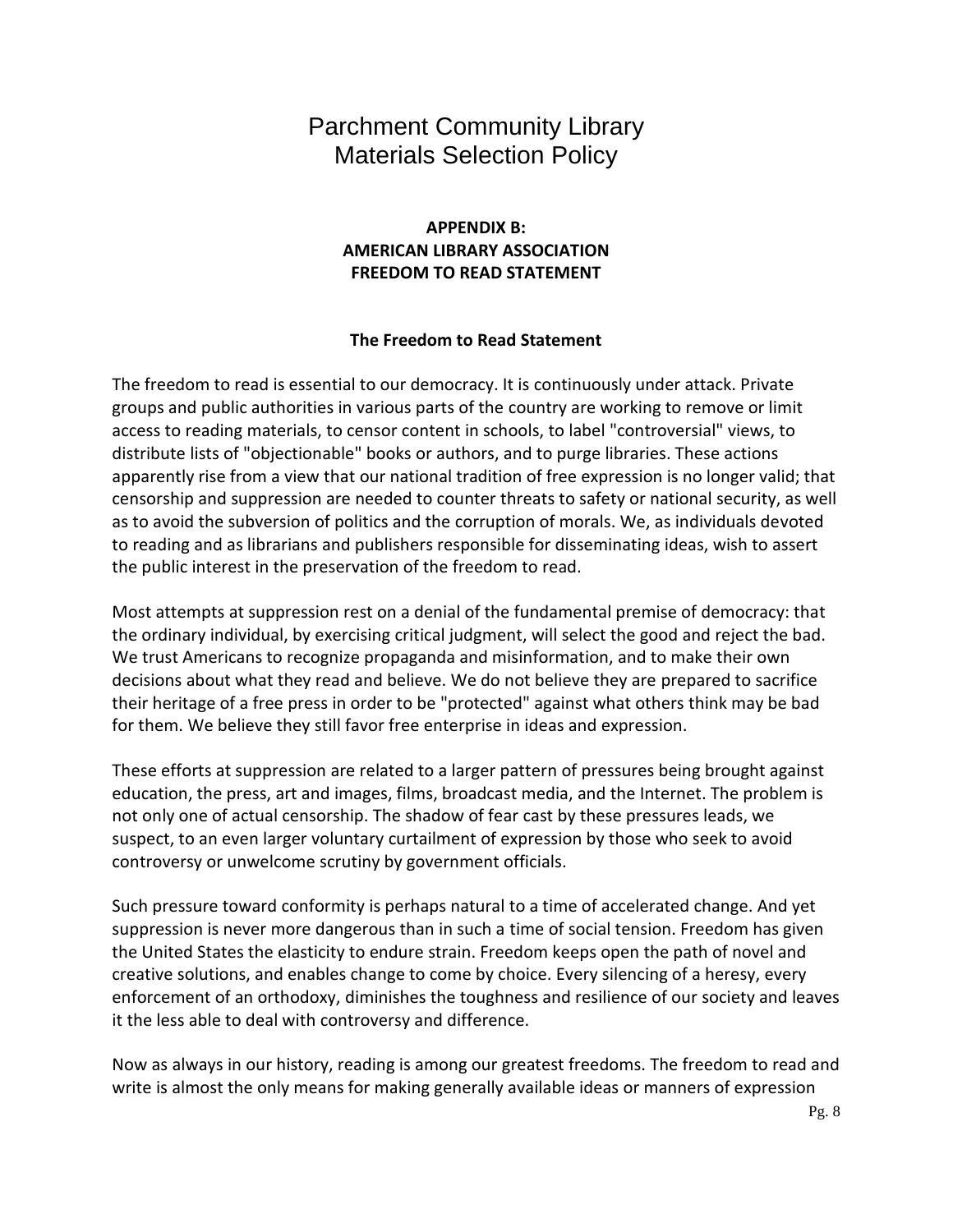# Parchment Community Library
# Materials Selection Policy

## APPENDIX B: AMERICAN LIBRARY ASSOCIATION FREEDOM TO READ STATEMENT

### The Freedom to Read Statement

The freedom to read is essential to our democracy. It is continuously under attack. Private groups and public authorities in various parts of the country are working to remove or limit access to reading materials, to censor content in schools, to label "controversial" views, to distribute lists of "objectionable" books or authors, and to purge libraries. These actions apparently rise from a view that our national tradition of free expression is no longer valid; that censorship and suppression are needed to counter threats to safety or national security, as well as to avoid the subversion of politics and the corruption of morals. We, as individuals devoted to reading and as librarians and publishers responsible for disseminating ideas, wish to assert the public interest in the preservation of the freedom to read.

Most attempts at suppression rest on a denial of the fundamental premise of democracy: that the ordinary individual, by exercising critical judgment, will select the good and reject the bad. We trust Americans to recognize propaganda and misinformation, and to make their own decisions about what they read and believe. We do not believe they are prepared to sacrifice their heritage of a free press in order to be "protected" against what others think may be bad for them. We believe they still favor free enterprise in ideas and expression.

These efforts at suppression are related to a larger pattern of pressures being brought against education, the press, art and images, films, broadcast media, and the Internet. The problem is not only one of actual censorship. The shadow of fear cast by these pressures leads, we suspect, to an even larger voluntary curtailment of expression by those who seek to avoid controversy or unwelcome scrutiny by government officials.

Such pressure toward conformity is perhaps natural to a time of accelerated change. And yet suppression is never more dangerous than in such a time of social tension. Freedom has given the United States the elasticity to endure strain. Freedom keeps open the path of novel and creative solutions, and enables change to come by choice. Every silencing of a heresy, every enforcement of an orthodoxy, diminishes the toughness and resilience of our society and leaves it the less able to deal with controversy and difference.

Now as always in our history, reading is among our greatest freedoms. The freedom to read and write is almost the only means for making generally available ideas or manners of expression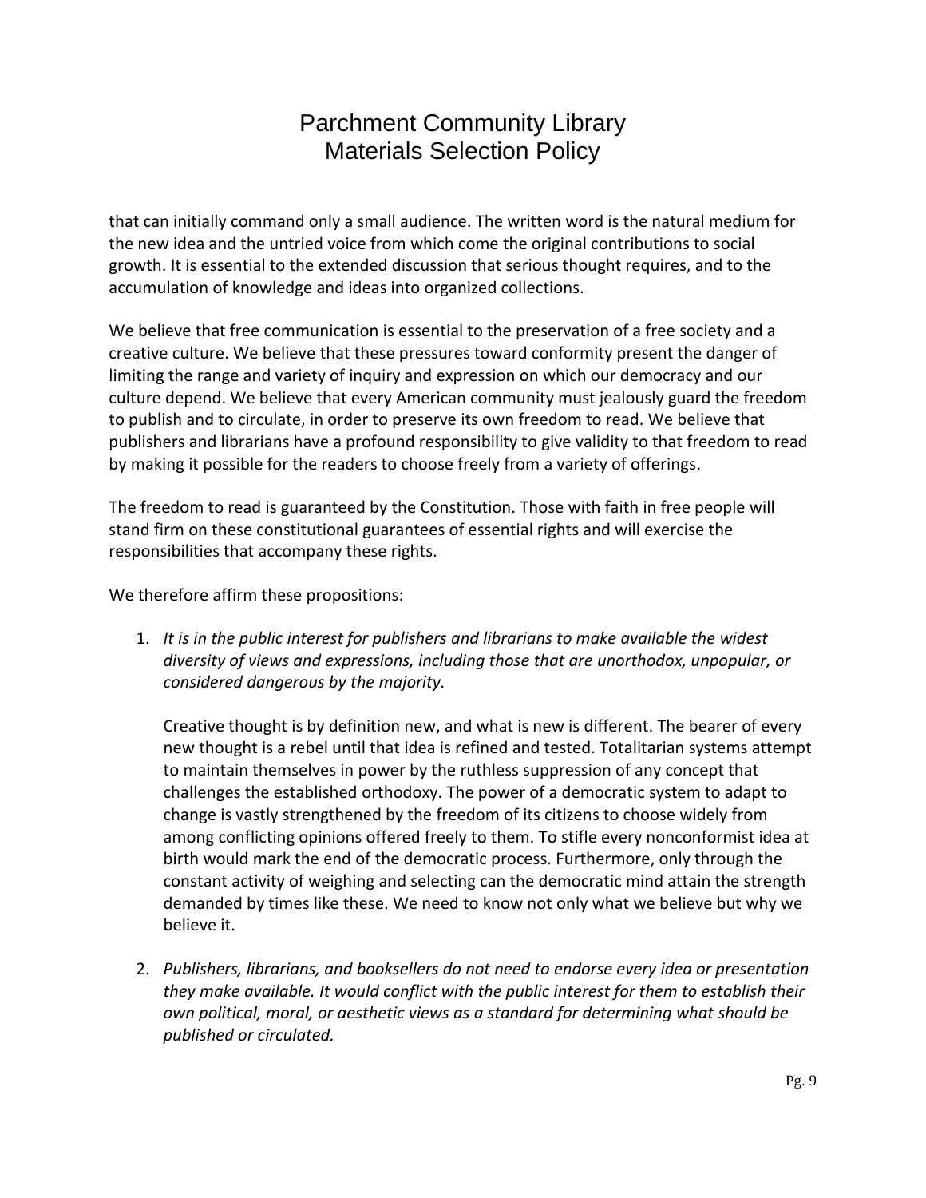that can initially command only a small audience. The written word is the natural medium for the new idea and the untried voice from which come the original contributions to social growth. It is essential to the extended discussion that serious thought requires, and to the accumulation of knowledge and ideas into organized collections.

We believe that free communication is essential to the preservation of a free society and a creative culture. We believe that these pressures toward conformity present the danger of limiting the range and variety of inquiry and expression on which our democracy and our culture depend. We believe that every American community must jealously guard the freedom to publish and to circulate, in order to preserve its own freedom to read. We believe that publishers and librarians have a profound responsibility to give validity to that freedom to read by making it possible for the readers to choose freely from a variety of offerings.

The freedom to read is guaranteed by the Constitution. Those with faith in free people will stand firm on these constitutional guarantees of essential rights and will exercise the responsibilities that accompany these rights.

We therefore affirm these propositions:

1. *It is in the public interest for publishers and librarians to make available the widest diversity of views and expressions, including those that are unorthodox, unpopular, or considered dangerous by the majority.*

   Creative thought is by definition new, and what is new is different. The bearer of every new thought is a rebel until that idea is refined and tested. Totalitarian systems attempt to maintain themselves in power by the ruthless suppression of any concept that challenges the established orthodoxy. The power of a democratic system to adapt to change is vastly strengthened by the freedom of its citizens to choose widely from among conflicting opinions offered freely to them. To stifle every nonconformist idea at birth would mark the end of the democratic process. Furthermore, only through the constant activity of weighing and selecting can the democratic mind attain the strength demanded by times like these. We need to know not only what we believe but why we believe it.

2. *Publishers, librarians, and booksellers do not need to endorse every idea or presentation they make available. It would conflict with the public interest for them to establish their own political, moral, or aesthetic views as a standard for determining what should be published or circulated.*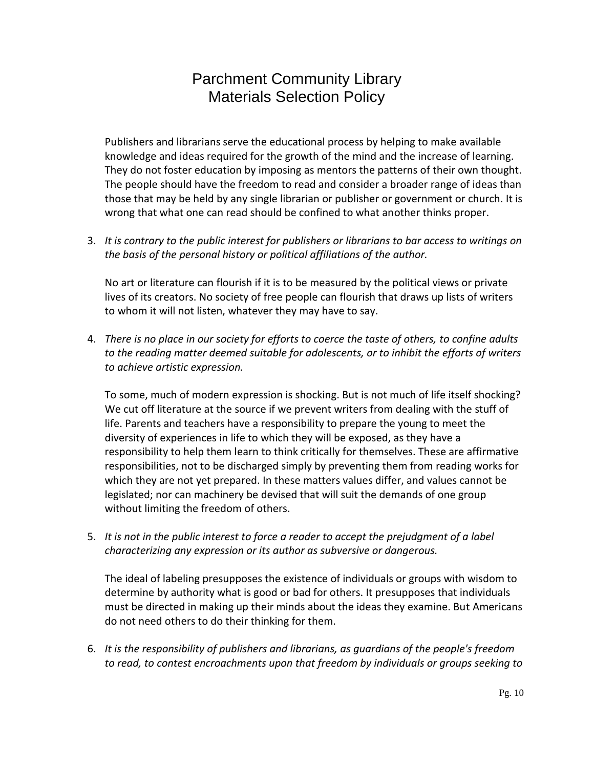# Parchment Community Library
# Materials Selection Policy

Publishers and librarians serve the educational process by helping to make available knowledge and ideas required for the growth of the mind and the increase of learning. They do not foster education by imposing as mentors the patterns of their own thought. The people should have the freedom to read and consider a broader range of ideas than those that may be held by any single librarian or publisher or government or church. It is wrong that what one can read should be confined to what another thinks proper.

3. *It is contrary to the public interest for publishers or librarians to bar access to writings on the basis of the personal history or political affiliations of the author.*

   No art or literature can flourish if it is to be measured by the political views or private lives of its creators. No society of free people can flourish that draws up lists of writers to whom it will not listen, whatever they may have to say.

4. *There is no place in our society for efforts to coerce the taste of others, to confine adults to the reading matter deemed suitable for adolescents, or to inhibit the efforts of writers to achieve artistic expression.*

   To some, much of modern expression is shocking. But is not much of life itself shocking? We cut off literature at the source if we prevent writers from dealing with the stuff of life. Parents and teachers have a responsibility to prepare the young to meet the diversity of experiences in life to which they will be exposed, as they have a responsibility to help them learn to think critically for themselves. These are affirmative responsibilities, not to be discharged simply by preventing them from reading works for which they are not yet prepared. In these matters values differ, and values cannot be legislated; nor can machinery be devised that will suit the demands of one group without limiting the freedom of others.

5. *It is not in the public interest to force a reader to accept the prejudgment of a label characterizing any expression or its author as subversive or dangerous.*

   The ideal of labeling presupposes the existence of individuals or groups with wisdom to determine by authority what is good or bad for others. It presupposes that individuals must be directed in making up their minds about the ideas they examine. But Americans do not need others to do their thinking for them.

6. *It is the responsibility of publishers and librarians, as guardians of the people's freedom to read, to contest encroachments upon that freedom by individuals or groups seeking to*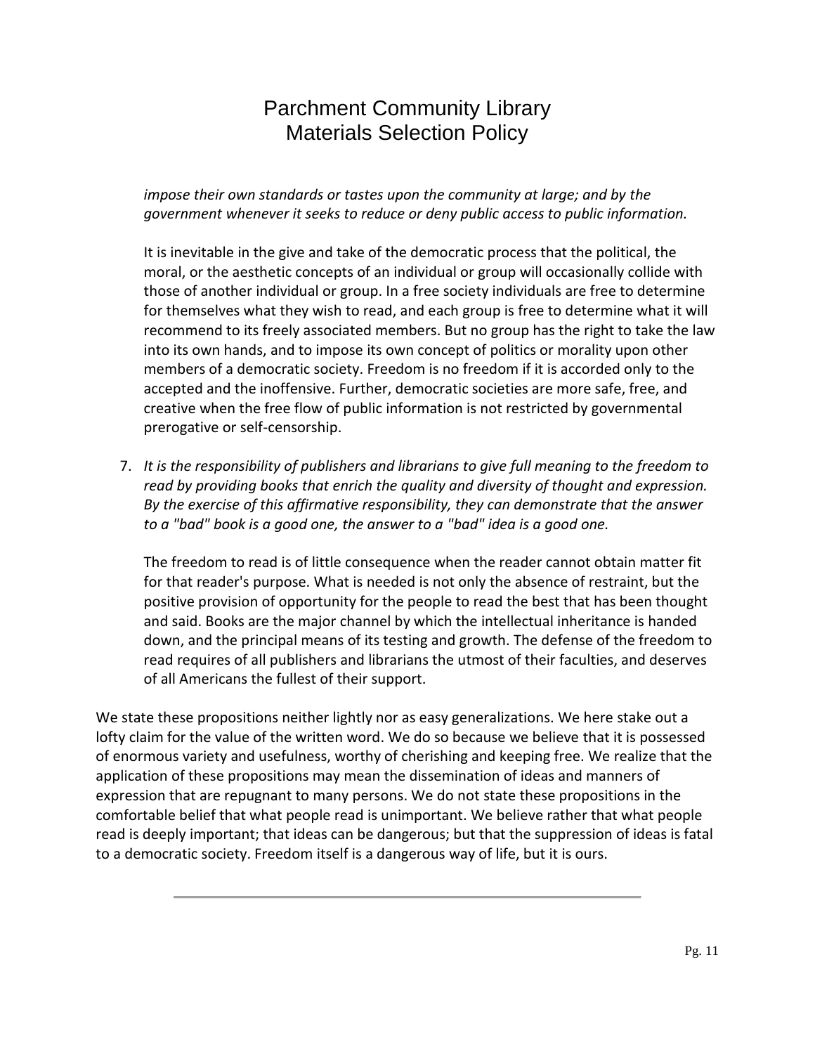*impose their own standards or tastes upon the community at large; and by the government whenever it seeks to reduce or deny public access to public information.*

It is inevitable in the give and take of the democratic process that the political, the moral, or the aesthetic concepts of an individual or group will occasionally collide with those of another individual or group. In a free society individuals are free to determine for themselves what they wish to read, and each group is free to determine what it will recommend to its freely associated members. But no group has the right to take the law into its own hands, and to impose its own concept of politics or morality upon other members of a democratic society. Freedom is no freedom if it is accorded only to the accepted and the inoffensive. Further, democratic societies are more safe, free, and creative when the free flow of public information is not restricted by governmental prerogative or self-censorship.

7. *It is the responsibility of publishers and librarians to give full meaning to the freedom to read by providing books that enrich the quality and diversity of thought and expression. By the exercise of this affirmative responsibility, they can demonstrate that the answer to a "bad" book is a good one, the answer to a "bad" idea is a good one.*

   The freedom to read is of little consequence when the reader cannot obtain matter fit for that reader's purpose. What is needed is not only the absence of restraint, but the positive provision of opportunity for the people to read the best that has been thought and said. Books are the major channel by which the intellectual inheritance is handed down, and the principal means of its testing and growth. The defense of the freedom to read requires of all publishers and librarians the utmost of their faculties, and deserves of all Americans the fullest of their support.

We state these propositions neither lightly nor as easy generalizations. We here stake out a lofty claim for the value of the written word. We do so because we believe that it is possessed of enormous variety and usefulness, worthy of cherishing and keeping free. We realize that the application of these propositions may mean the dissemination of ideas and manners of expression that are repugnant to many persons. We do not state these propositions in the comfortable belief that what people read is unimportant. We believe rather that what people read is deeply important; that ideas can be dangerous; but that the suppression of ideas is fatal to a democratic society. Freedom itself is a dangerous way of life, but it is ours.

---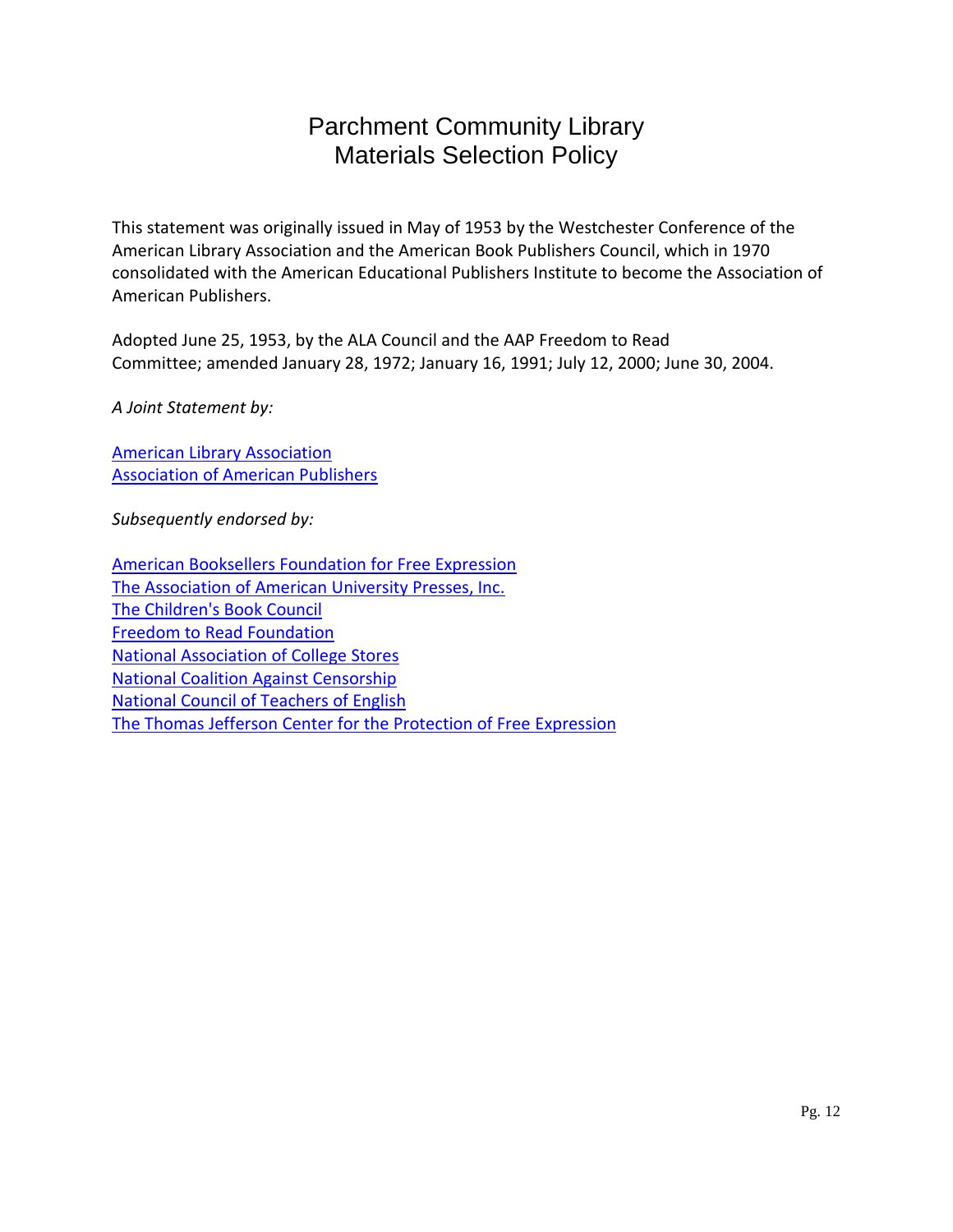# Parchment Community Library
# Materials Selection Policy

This statement was originally issued in May of 1953 by the Westchester Conference of the American Library Association and the American Book Publishers Council, which in 1970 consolidated with the American Educational Publishers Institute to become the Association of American Publishers.

Adopted June 25, 1953, by the ALA Council and the AAP Freedom to Read Committee; amended January 28, 1972; January 16, 1991; July 12, 2000; June 30, 2004.

*A Joint Statement by:*

American Library Association
Association of American Publishers

*Subsequently endorsed by:*

American Booksellers Foundation for Free Expression
The Association of American University Presses, Inc.
The Children's Book Council
Freedom to Read Foundation
National Association of College Stores
National Coalition Against Censorship
National Council of Teachers of English
The Thomas Jefferson Center for the Protection of Free Expression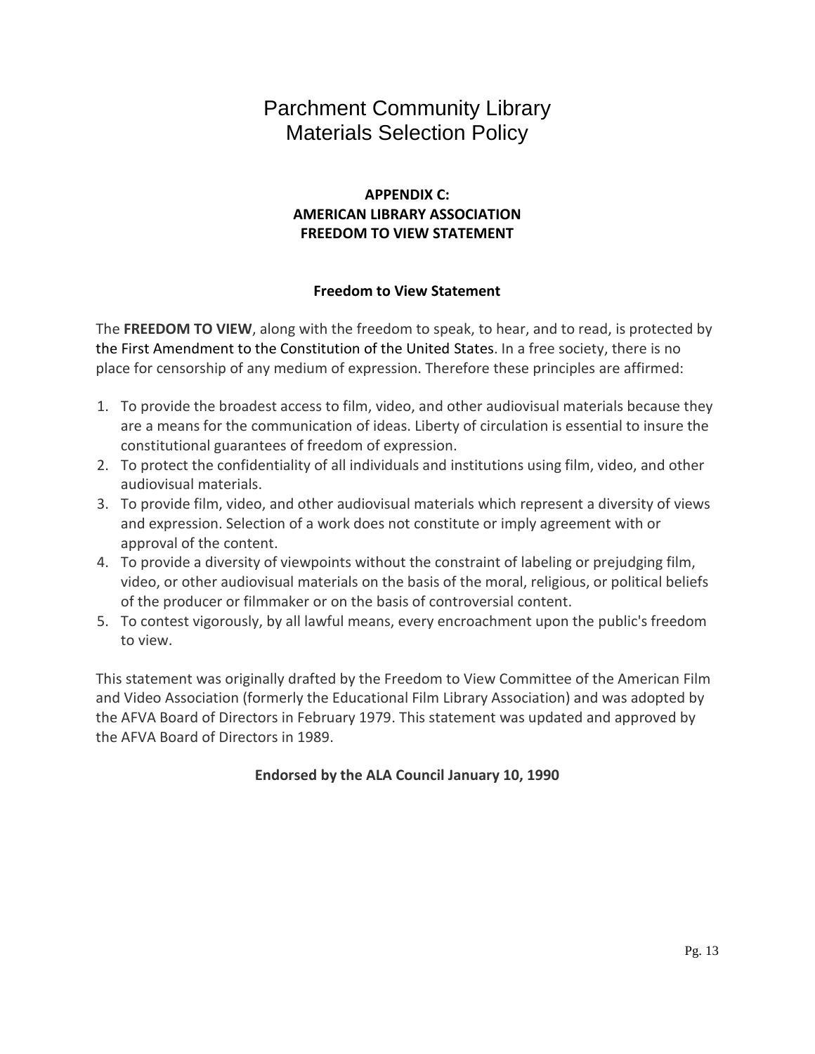# Parchment Community Library
# Materials Selection Policy

## APPENDIX C: AMERICAN LIBRARY ASSOCIATION FREEDOM TO VIEW STATEMENT

### Freedom to View Statement

The **FREEDOM TO VIEW**, along with the freedom to speak, to hear, and to read, is protected by the First Amendment to the Constitution of the United States. In a free society, there is no place for censorship of any medium of expression. Therefore these principles are affirmed:

1. To provide the broadest access to film, video, and other audiovisual materials because they are a means for the communication of ideas. Liberty of circulation is essential to insure the constitutional guarantees of freedom of expression.
2. To protect the confidentiality of all individuals and institutions using film, video, and other audiovisual materials.
3. To provide film, video, and other audiovisual materials which represent a diversity of views and expression. Selection of a work does not constitute or imply agreement with or approval of the content.
4. To provide a diversity of viewpoints without the constraint of labeling or prejudging film, video, or other audiovisual materials on the basis of the moral, religious, or political beliefs of the producer or filmmaker or on the basis of controversial content.
5. To contest vigorously, by all lawful means, every encroachment upon the public's freedom to view.

This statement was originally drafted by the Freedom to View Committee of the American Film and Video Association (formerly the Educational Film Library Association) and was adopted by the AFVA Board of Directors in February 1979. This statement was updated and approved by the AFVA Board of Directors in 1989.

**Endorsed by the ALA Council January 10, 1990**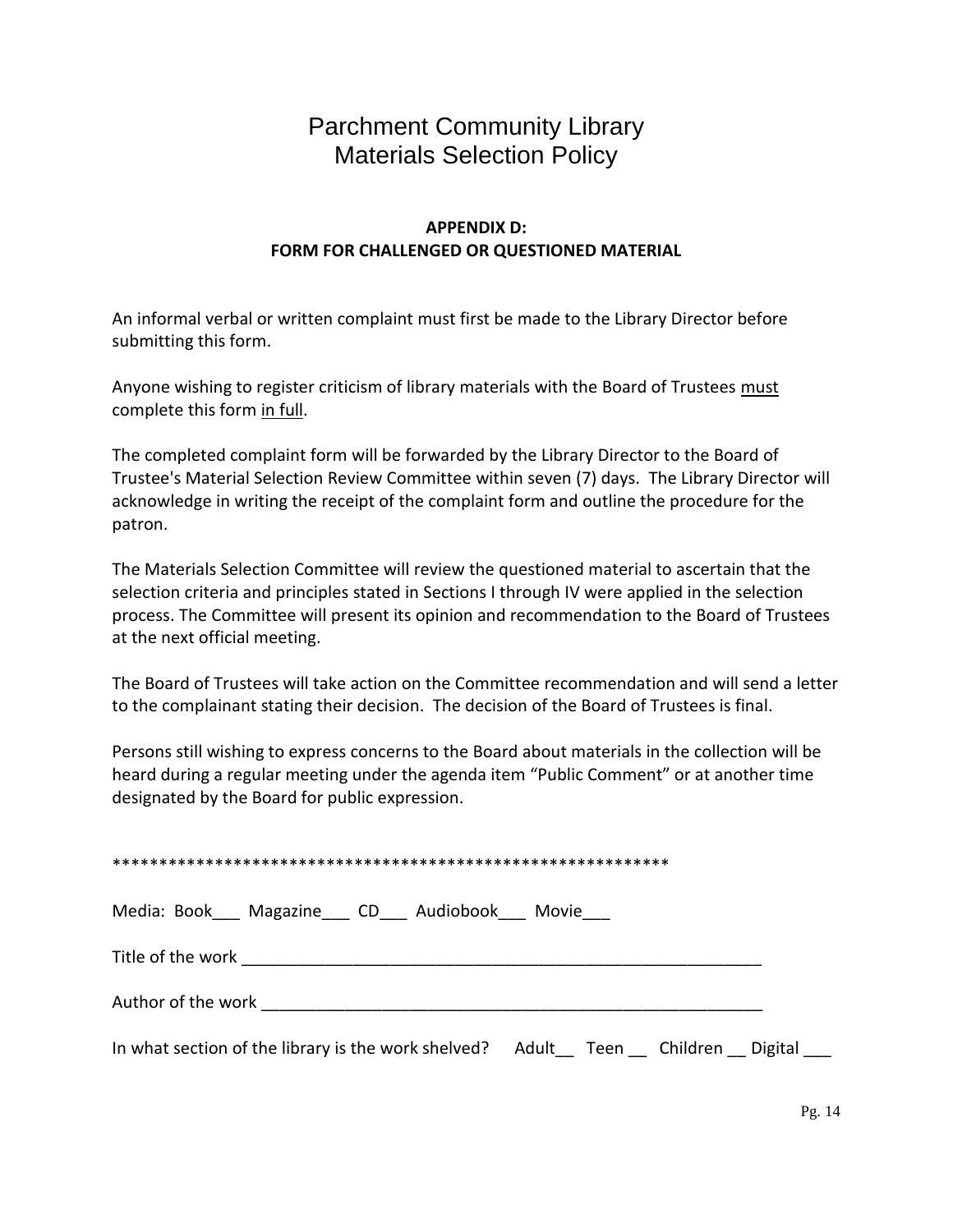# Parchment Community Library
# Materials Selection Policy

**APPENDIX D:**
**FORM FOR CHALLENGED OR QUESTIONED MATERIAL**

An informal verbal or written complaint must first be made to the Library Director before submitting this form.

Anyone wishing to register criticism of library materials with the Board of Trustees <u>must</u> complete this form <u>in full</u>.

The completed complaint form will be forwarded by the Library Director to the Board of Trustee's Material Selection Review Committee within seven (7) days. The Library Director will acknowledge in writing the receipt of the complaint form and outline the procedure for the patron.

The Materials Selection Committee will review the questioned material to ascertain that the selection criteria and principles stated in Sections I through IV were applied in the selection process. The Committee will present its opinion and recommendation to the Board of Trustees at the next official meeting.

The Board of Trustees will take action on the Committee recommendation and will send a letter to the complainant stating their decision. The decision of the Board of Trustees is final.

Persons still wishing to express concerns to the Board about materials in the collection will be heard during a regular meeting under the agenda item "Public Comment" or at another time designated by the Board for public expression.

*************************************************************

Media: Book___ Magazine___ CD___ Audiobook___ Movie___

Title of the work ___________________________________________________________

Author of the work _________________________________________________________

In what section of the library is the work shelved? Adult__ Teen __ Children __ Digital ___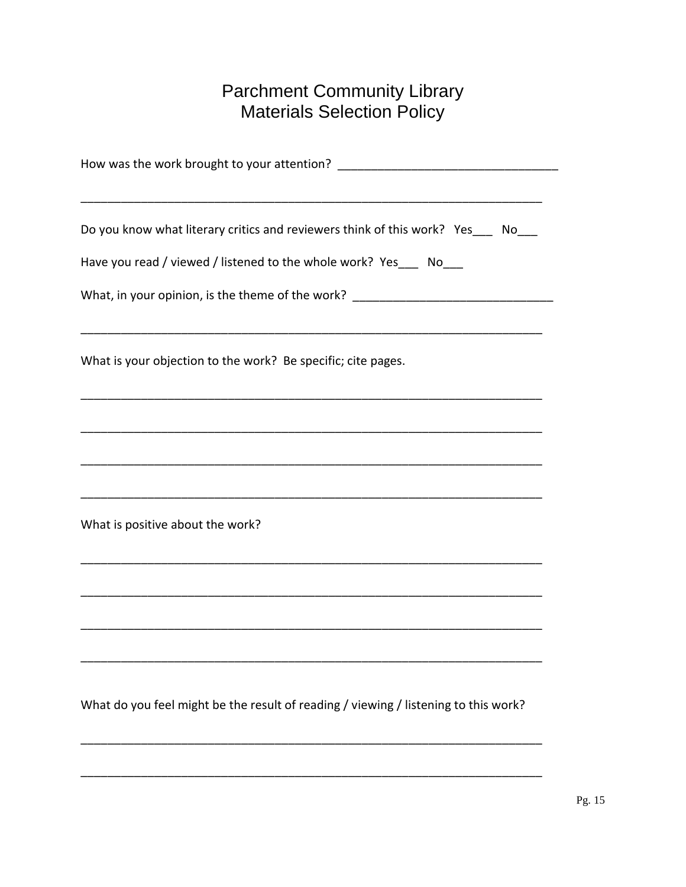# Parchment Community Library
# Materials Selection Policy

How was the work brought to your attention? ________________________________

_______________________________________________________________________

Do you know what literary critics and reviewers think of this work? Yes___ No___

Have you read / viewed / listened to the whole work? Yes___ No___

What, in your opinion, is the theme of the work? ______________________________

_______________________________________________________________________

What is your objection to the work? Be specific; cite pages.

_______________________________________________________________________

_______________________________________________________________________

_______________________________________________________________________

_______________________________________________________________________

What is positive about the work?

_______________________________________________________________________

_______________________________________________________________________

_______________________________________________________________________

_______________________________________________________________________

What do you feel might be the result of reading / viewing / listening to this work?

_______________________________________________________________________

_______________________________________________________________________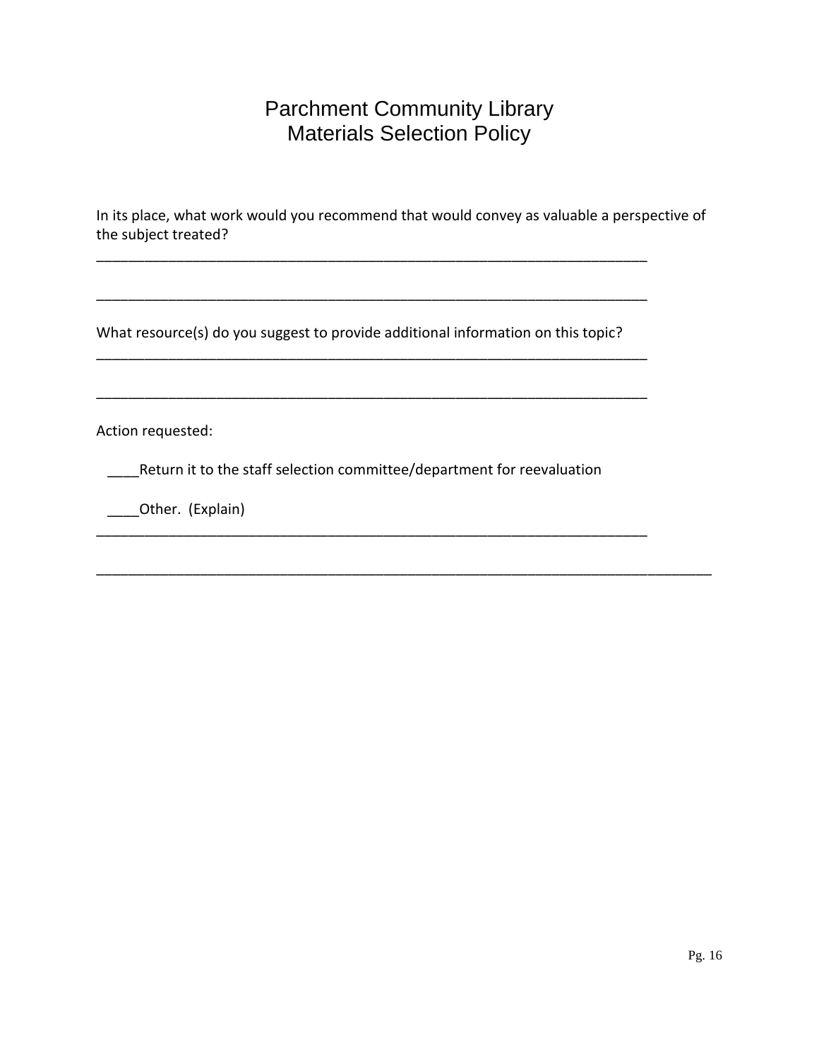# Parchment Community Library
# Materials Selection Policy

In its place, what work would you recommend that would convey as valuable a perspective of the subject treated?

________________________________________________________________________

________________________________________________________________________

What resource(s) do you suggest to provide additional information on this topic?

________________________________________________________________________

________________________________________________________________________

Action requested:

____Return it to the staff selection committee/department for reevaluation

____Other. (Explain)

________________________________________________________________________

________________________________________________________________________________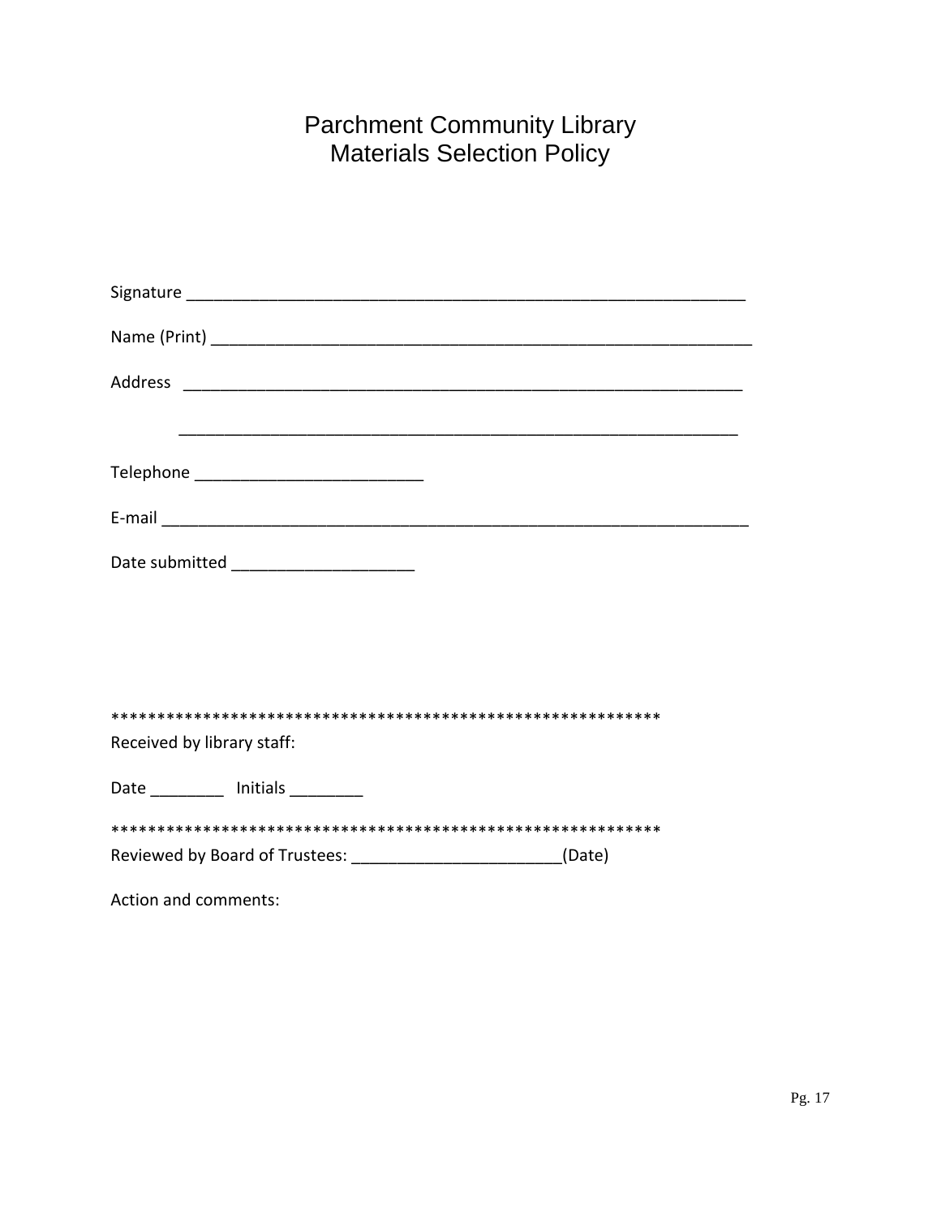# Parchment Community Library
# Materials Selection Policy

Signature ______________________________________________________________

Name (Print) ____________________________________________________________

Address ______________________________________________________________

______________________________________________________________

Telephone _________________________

E-mail _________________________________________________________________

Date submitted ____________________

************************************************************

Received by library staff:

Date ________ Initials ________

************************************************************

Reviewed by Board of Trustees: _______________________(Date)

Action and comments: